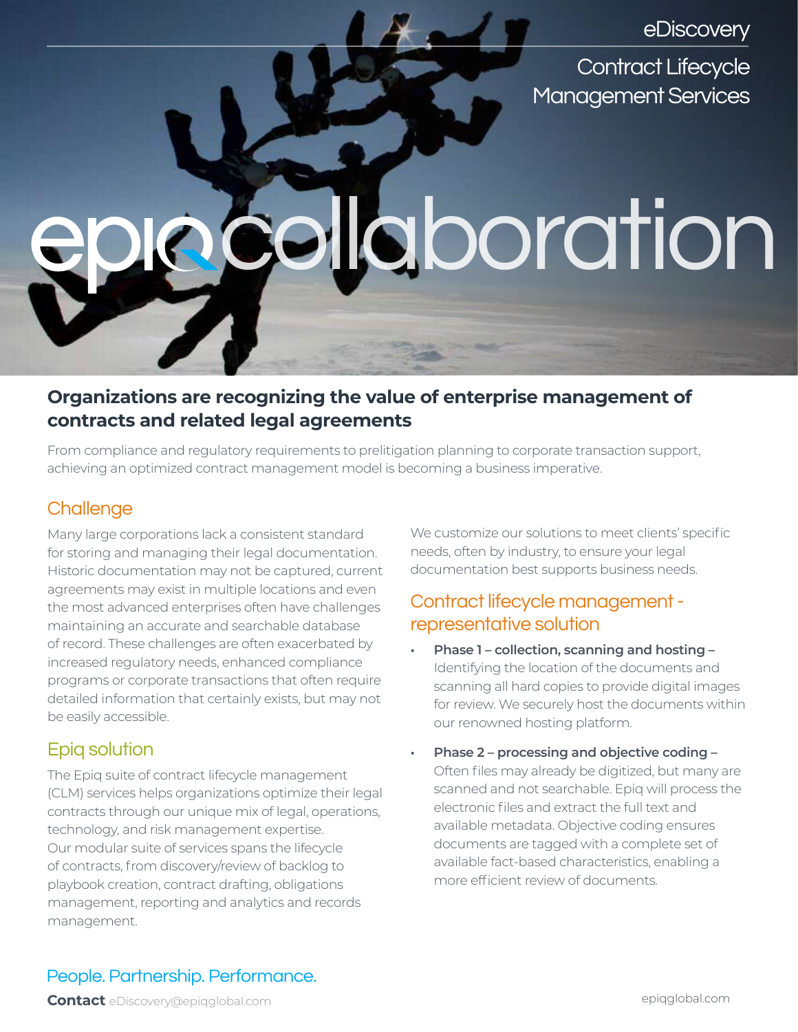eDiscovery

Contract Lifecycle Management Services

# epiq collaboration

## Organizations are recognizing the value of enterprise management of contracts and related legal agreements

From compliance and regulatory requirements to prelitigation planning to corporate transaction support, achieving an optimized contract management model is becoming a business imperative.

### Challenge

Many large corporations lack a consistent standard for storing and managing their legal documentation. Historic documentation may not be captured, current agreements may exist in multiple locations and even the most advanced enterprises often have challenges maintaining an accurate and searchable database of record. These challenges are often exacerbated by increased regulatory needs, enhanced compliance programs or corporate transactions that often require detailed information that certainly exists, but may not be easily accessible.

### Epiq solution

The Epiq suite of contract lifecycle management (CLM) services helps organizations optimize their legal contracts through our unique mix of legal, operations, technology, and risk management expertise. Our modular suite of services spans the lifecycle of contracts, from discovery/review of backlog to playbook creation, contract drafting, obligations management, reporting and analytics and records management.

We customize our solutions to meet clients' specific needs, often by industry, to ensure your legal documentation best supports business needs.

### Contract lifecycle management - representative solution

- **Phase 1 – collection, scanning and hosting –** Identifying the location of the documents and scanning all hard copies to provide digital images for review. We securely host the documents within our renowned hosting platform.
- **Phase 2 – processing and objective coding –** Often files may already be digitized, but many are scanned and not searchable. Epiq will process the electronic files and extract the full text and available metadata. Objective coding ensures documents are tagged with a complete set of available fact-based characteristics, enabling a more efficient review of documents.

People. Partnership. Performance.

**Contact** eDiscovery@epiqglobal.com

epiqglobal.com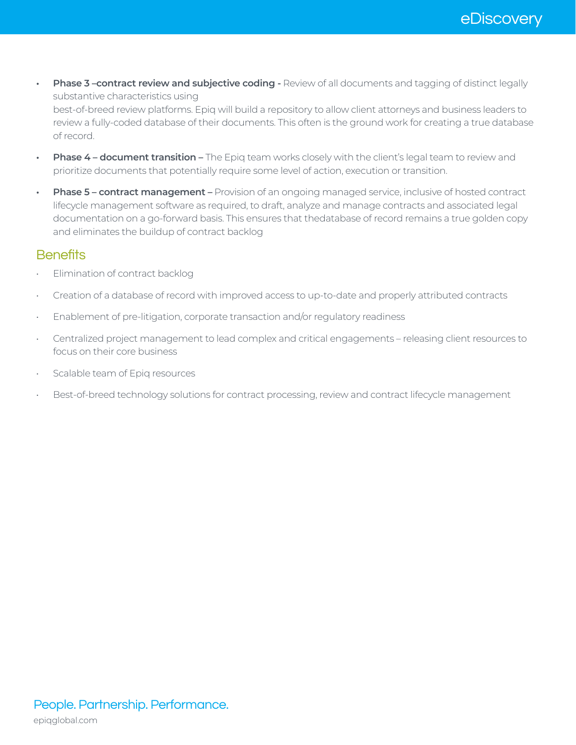- **Phase 3 –contract review and subjective coding -** Review of all documents and tagging of distinct legally substantive characteristics using best-of-breed review platforms. Epiq will build a repository to allow client attorneys and business leaders to review a fully-coded database of their documents. This often is the ground work for creating a true database of record.

- **Phase 4 – document transition –** The Epiq team works closely with the client's legal team to review and prioritize documents that potentially require some level of action, execution or transition.

- **Phase 5 – contract management –** Provision of an ongoing managed service, inclusive of hosted contract lifecycle management software as required, to draft, analyze and manage contracts and associated legal documentation on a go-forward basis. This ensures that thedatabase of record remains a true golden copy and eliminates the buildup of contract backlog

## Benefits

- Elimination of contract backlog
- Creation of a database of record with improved access to up-to-date and properly attributed contracts
- Enablement of pre-litigation, corporate transaction and/or regulatory readiness
- Centralized project management to lead complex and critical engagements – releasing client resources to focus on their core business
- Scalable team of Epiq resources
- Best-of-breed technology solutions for contract processing, review and contract lifecycle management

People. Partnership. Performance.

epiqglobal.com